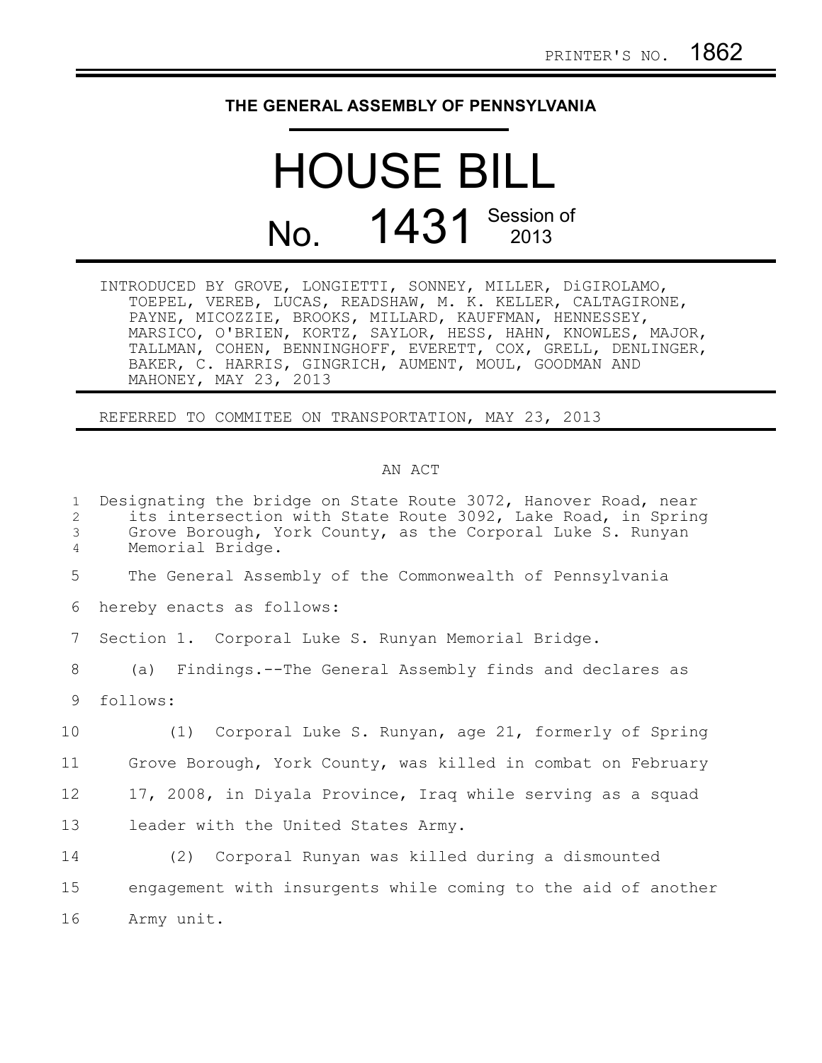PRINTER'S NO. 1862

# THE GENERAL ASSEMBLY OF PENNSYLVANIA

# HOUSE BILL

## No. 1431 Session of 2013

INTRODUCED BY GROVE, LONGIETTI, SONNEY, MILLER, DiGIROLAMO, TOEPEL, VEREB, LUCAS, READSHAW, M. K. KELLER, CALTAGIRONE, PAYNE, MICOZZIE, BROOKS, MILLARD, KAUFFMAN, HENNESSEY, MARSICO, O'BRIEN, KORTZ, SAYLOR, HESS, HAHN, KNOWLES, MAJOR, TALLMAN, COHEN, BENNINGHOFF, EVERETT, COX, GRELL, DENLINGER, BAKER, C. HARRIS, GINGRICH, AUMENT, MOUL, GOODMAN AND MAHONEY, MAY 23, 2013

REFERRED TO COMMITEE ON TRANSPORTATION, MAY 23, 2013

AN ACT

Designating the bridge on State Route 3072, Hanover Road, near its intersection with State Route 3092, Lake Road, in Spring Grove Borough, York County, as the Corporal Luke S. Runyan Memorial Bridge.

The General Assembly of the Commonwealth of Pennsylvania hereby enacts as follows:

Section 1. Corporal Luke S. Runyan Memorial Bridge.

(a) Findings.--The General Assembly finds and declares as follows:

(1) Corporal Luke S. Runyan, age 21, formerly of Spring Grove Borough, York County, was killed in combat on February 17, 2008, in Diyala Province, Iraq while serving as a squad leader with the United States Army.

(2) Corporal Runyan was killed during a dismounted engagement with insurgents while coming to the aid of another Army unit.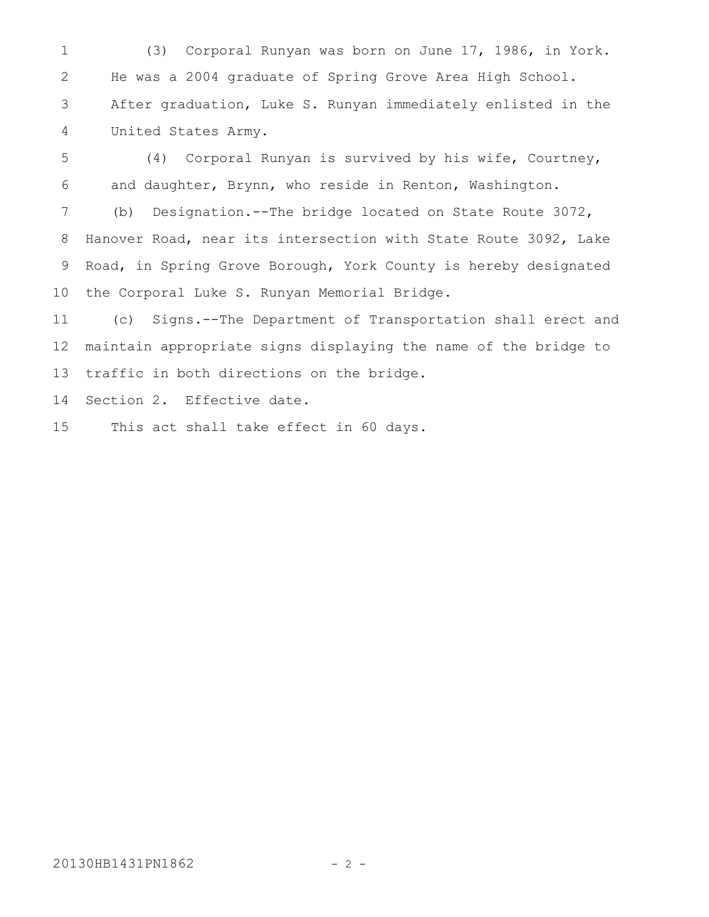(3) Corporal Runyan was born on June 17, 1986, in York. He was a 2004 graduate of Spring Grove Area High School. After graduation, Luke S. Runyan immediately enlisted in the United States Army.

(4) Corporal Runyan is survived by his wife, Courtney, and daughter, Brynn, who reside in Renton, Washington.

(b) Designation.--The bridge located on State Route 3072, Hanover Road, near its intersection with State Route 3092, Lake Road, in Spring Grove Borough, York County is hereby designated the Corporal Luke S. Runyan Memorial Bridge.

(c) Signs.--The Department of Transportation shall erect and maintain appropriate signs displaying the name of the bridge to traffic in both directions on the bridge.

Section 2. Effective date.

This act shall take effect in 60 days.